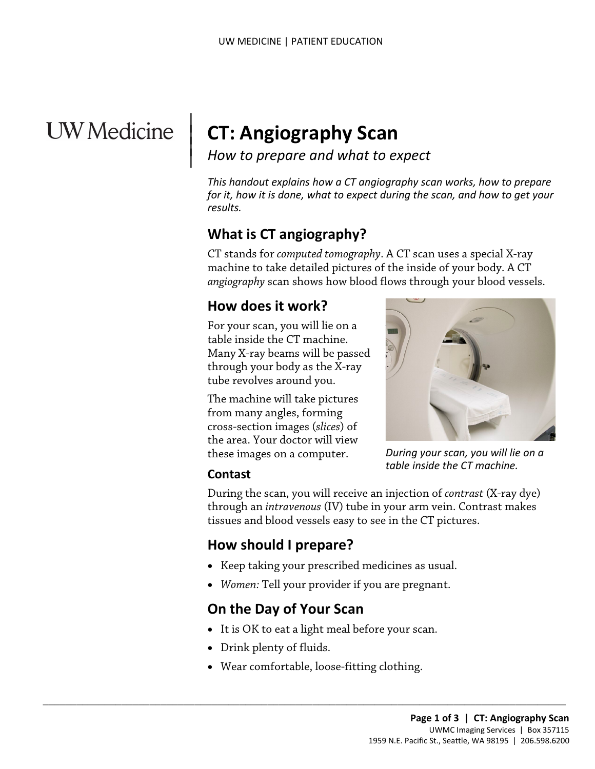UW Medicine

# CT: Angiography Scan

*How to prepare and what to expect*

*This handout explains how a CT angiography scan works, how to prepare for it, how it is done, what to expect during the scan, and how to get your results.*

## What is CT angiography?

CT stands for *computed tomography*. A CT scan uses a special X-ray machine to take detailed pictures of the inside of your body. A CT *angiography* scan shows how blood flows through your blood vessels.

## How does it work?

For your scan, you will lie on a table inside the CT machine. Many X-ray beams will be passed through your body as the X-ray tube revolves around you.

The machine will take pictures from many angles, forming cross-section images (*slices*) of the area. Your doctor will view these images on a computer.

*During your scan, you will lie on a table inside the CT machine.*

### Contast

During the scan, you will receive an injection of *contrast* (X-ray dye) through an *intravenous* (IV) tube in your arm vein. Contrast makes tissues and blood vessels easy to see in the CT pictures.

## How should I prepare?

- Keep taking your prescribed medicines as usual.
- *Women:* Tell your provider if you are pregnant.

## On the Day of Your Scan

- It is OK to eat a light meal before your scan.
- Drink plenty of fluids.
- Wear comfortable, loose-fitting clothing.

UWMC Imaging Services | Box 357115
1959 N.E. Pacific St., Seattle, WA 98195 | 206.598.6200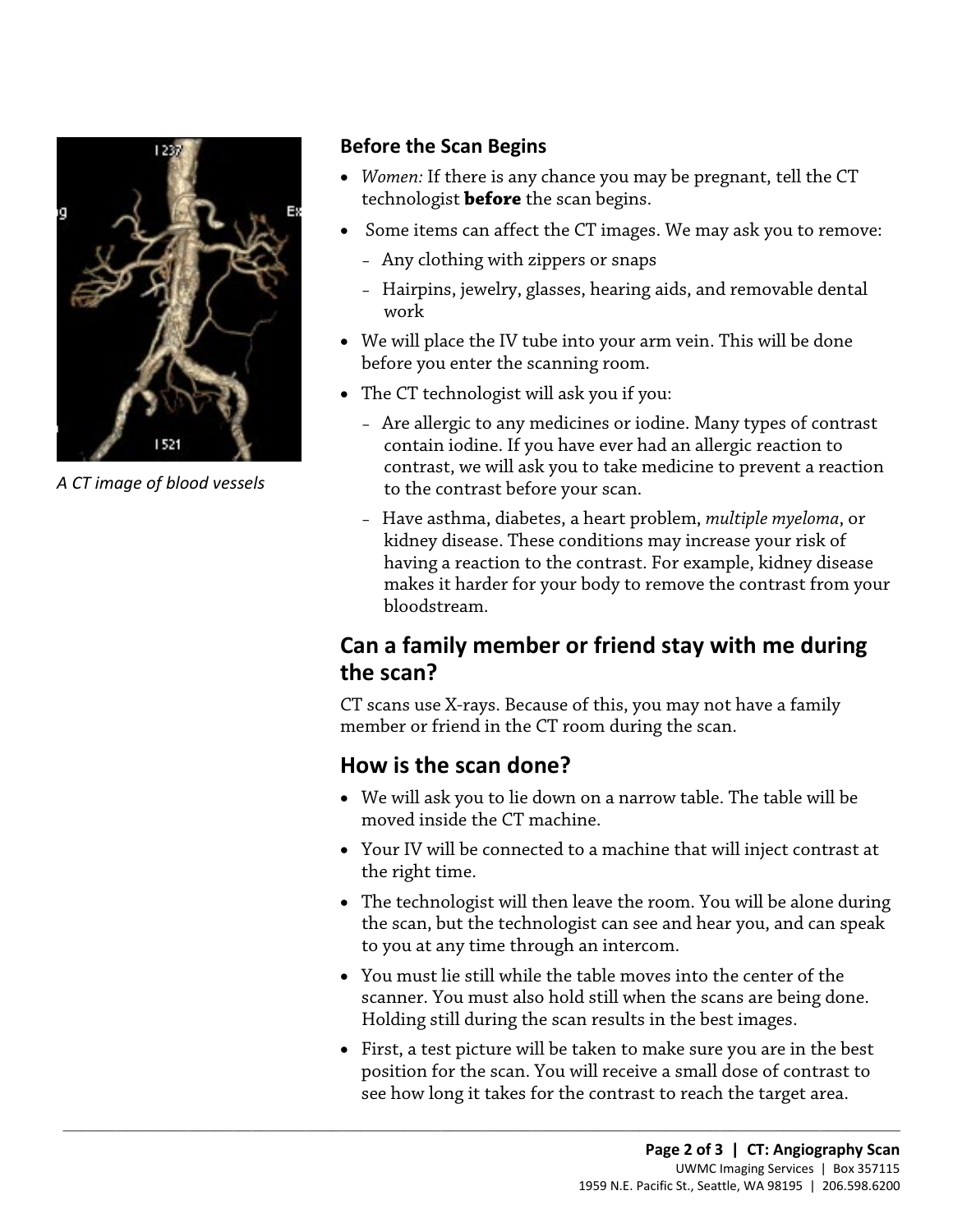A CT image of blood vessels

### Before the Scan Begins

- *Women:* If there is any chance you may be pregnant, tell the CT technologist **before** the scan begins.
- Some items can affect the CT images. We may ask you to remove:
  - Any clothing with zippers or snaps
  - Hairpins, jewelry, glasses, hearing aids, and removable dental work
- We will place the IV tube into your arm vein. This will be done before you enter the scanning room.
- The CT technologist will ask you if you:
  - Are allergic to any medicines or iodine. Many types of contrast contain iodine. If you have ever had an allergic reaction to contrast, we will ask you to take medicine to prevent a reaction to the contrast before your scan.
  - Have asthma, diabetes, a heart problem, *multiple myeloma*, or kidney disease. These conditions may increase your risk of having a reaction to the contrast. For example, kidney disease makes it harder for your body to remove the contrast from your bloodstream.

## Can a family member or friend stay with me during the scan?

CT scans use X-rays. Because of this, you may not have a family member or friend in the CT room during the scan.

## How is the scan done?

- We will ask you to lie down on a narrow table. The table will be moved inside the CT machine.
- Your IV will be connected to a machine that will inject contrast at the right time.
- The technologist will then leave the room. You will be alone during the scan, but the technologist can see and hear you, and can speak to you at any time through an intercom.
- You must lie still while the table moves into the center of the scanner. You must also hold still when the scans are being done. Holding still during the scan results in the best images.
- First, a test picture will be taken to make sure you are in the best position for the scan. You will receive a small dose of contrast to see how long it takes for the contrast to reach the target area.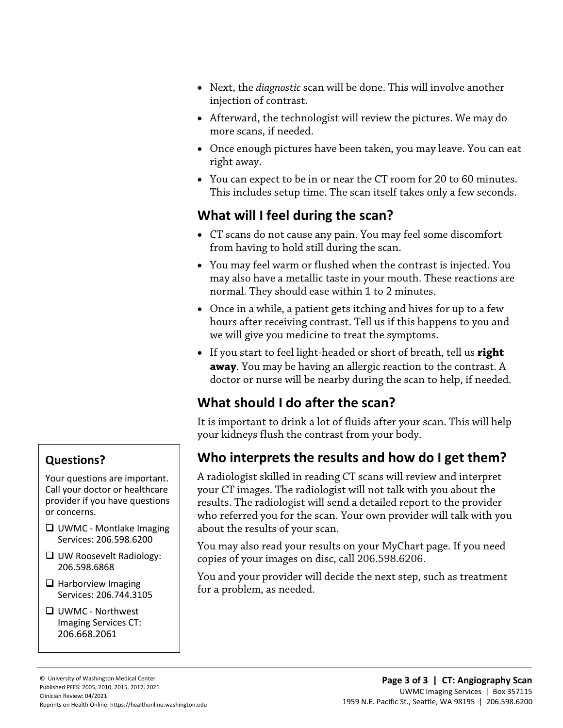- Next, the *diagnostic* scan will be done. This will involve another injection of contrast.
- Afterward, the technologist will review the pictures. We may do more scans, if needed.
- Once enough pictures have been taken, you may leave. You can eat right away.
- You can expect to be in or near the CT room for 20 to 60 minutes. This includes setup time. The scan itself takes only a few seconds.

## What will I feel during the scan?

- CT scans do not cause any pain. You may feel some discomfort from having to hold still during the scan.
- You may feel warm or flushed when the contrast is injected. You may also have a metallic taste in your mouth. These reactions are normal. They should ease within 1 to 2 minutes.
- Once in a while, a patient gets itching and hives for up to a few hours after receiving contrast. Tell us if this happens to you and we will give you medicine to treat the symptoms.
- If you start to feel light-headed or short of breath, tell us **right away**. You may be having an allergic reaction to the contrast. A doctor or nurse will be nearby during the scan to help, if needed.

## What should I do after the scan?

It is important to drink a lot of fluids after your scan. This will help your kidneys flush the contrast from your body.

## Who interprets the results and how do I get them?

A radiologist skilled in reading CT scans will review and interpret your CT images. The radiologist will not talk with you about the results. The radiologist will send a detailed report to the provider who referred you for the scan. Your own provider will talk with you about the results of your scan.

You may also read your results on your MyChart page. If you need copies of your images on disc, call 206.598.6206.

You and your provider will decide the next step, such as treatment for a problem, as needed.

### Questions?

Your questions are important. Call your doctor or healthcare provider if you have questions or concerns.

- ❑ UWMC - Montlake Imaging Services: 206.598.6200
- ❑ UW Roosevelt Radiology: 206.598.6868
- ❑ Harborview Imaging Services: 206.744.3105
- ❑ UWMC - Northwest Imaging Services CT: 206.668.2061

© University of Washington Medical Center
Published PFES: 2005, 2010, 2015, 2017, 2021
Clinician Review: 04/2021
Reprints on Health Online: https://healthonline.washington.edu

UWMC Imaging Services | Box 357115
1959 N.E. Pacific St., Seattle, WA 98195 | 206.598.6200